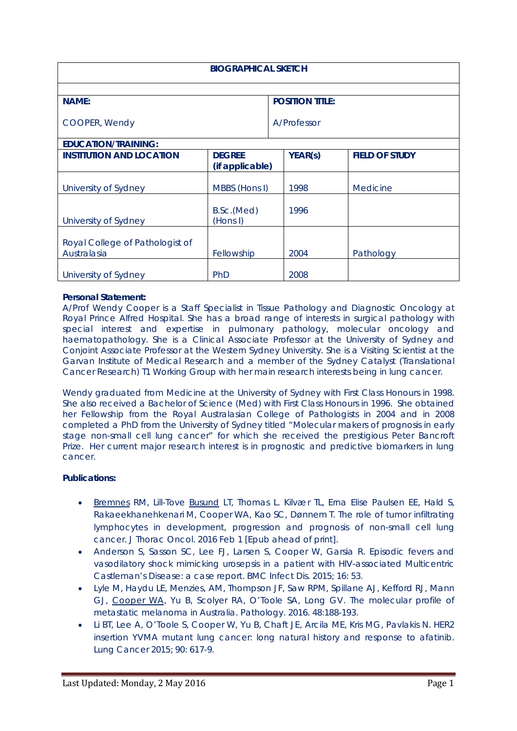# BIOGRAPHICAL SKETCH

| NAME: | POSITION TITLE: |
| --- | --- |
| COOPER, Wendy | A/Professor |

**EDUCATION/TRAINING:**

| INSTITUTION AND LOCATION | DEGREE (if applicable) | YEAR(s) | FIELD OF STUDY |
| --- | --- | --- | --- |
| University of Sydney | MBBS (Hons I) | 1998 | Medicine |
| University of Sydney | B.Sc.(Med) (Hons I) | 1996 | |
| Royal College of Pathologist of Australasia | Fellowship | 2004 | Pathology |
| University of Sydney | PhD | 2008 | |

**Personal Statement:**

A/Prof Wendy Cooper is a Staff Specialist in Tissue Pathology and Diagnostic Oncology at Royal Prince Alfred Hospital. She has a broad range of interests in surgical pathology with special interest and expertise in pulmonary pathology, molecular oncology and haematopathology. She is a Clinical Associate Professor at the University of Sydney and Conjoint Associate Professor at the Western Sydney University. She is a Visiting Scientist at the Garvan Institute of Medical Research and a member of the Sydney Catalyst (Translational Cancer Research) T1 Working Group with her main research interests being in lung cancer.

Wendy graduated from Medicine at the University of Sydney with First Class Honours in 1998. She also received a Bachelor of Science (Med) with First Class Honours in 1996. She obtained her Fellowship from the Royal Australasian College of Pathologists in 2004 and in 2008 completed a PhD from the University of Sydney titled "Molecular makers of prognosis in early stage non-small cell lung cancer" for which she received the prestigious Peter Bancroft Prize. Her current major research interest is in prognostic and predictive biomarkers in lung cancer.

**Publications:**

- Bremnes RM, Lill-Tove Busund LT, Thomas L. Kilvær TL, Erna Elise Paulsen EE, Hald S, Rakaeekhanehkenari M, Cooper WA, Kao SC, Dønnem T. The role of tumor infiltrating lymphocytes in development, progression and prognosis of non-small cell lung cancer. J Thorac Oncol. 2016 Feb 1 [Epub ahead of print].
- Anderson S, Sasson SC, Lee FJ, Larsen S, Cooper W, Garsia R. Episodic fevers and vasodilatory shock mimicking urosepsis in a patient with HIV-associated Multicentric Castleman's Disease: a case report. BMC Infect Dis. 2015; 16: 53.
- Lyle M, Haydu LE, Menzies, AM, Thompson JF, Saw RPM, Spillane AJ, Kefford RJ, Mann GJ, Cooper WA, Yu B, Scolyer RA, O'Toole SA, Long GV. The molecular profile of metastatic melanoma in Australia. Pathology. 2016. 48:188-193.
- Li BT, Lee A, O'Toole S, Cooper W, Yu B, Chaft JE, Arcila ME, Kris MG, Pavlakis N. HER2 insertion YVMA mutant lung cancer: long natural history and response to afatinib. Lung Cancer 2015; 90: 617-9.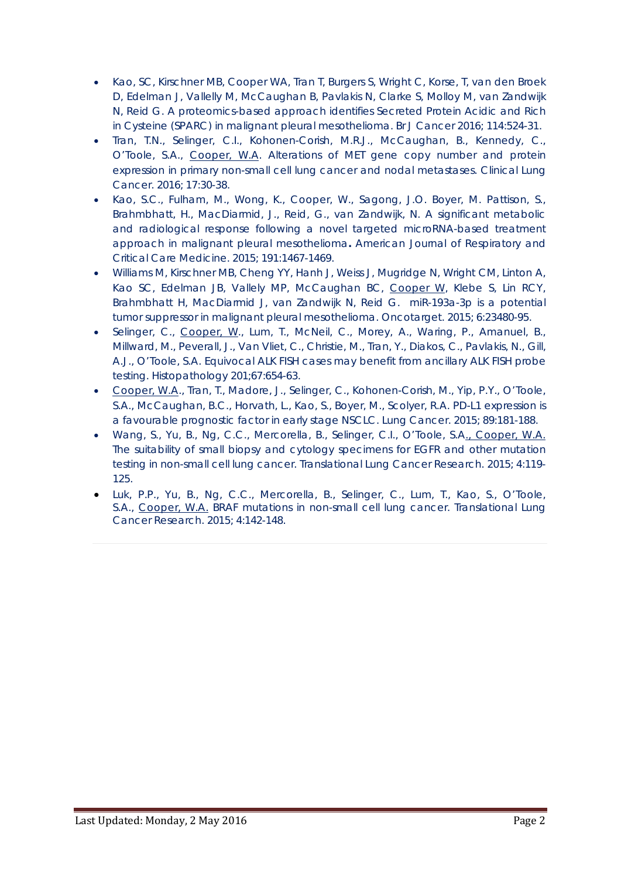- Kao, SC, Kirschner MB, Cooper WA, Tran T, Burgers S, Wright C, Korse, T, van den Broek D, Edelman J, Vallelly M, McCaughan B, Pavlakis N, Clarke S, Molloy M, van Zandwijk N, Reid G. A proteomics-based approach identifies Secreted Protein Acidic and Rich in Cysteine (SPARC) in malignant pleural mesothelioma. Br J Cancer 2016; 114:524-31.
- Tran, T.N., Selinger, C.I., Kohonen-Corish, M.R.J., McCaughan, B., Kennedy, C., O'Toole, S.A., Cooper, W.A. Alterations of MET gene copy number and protein expression in primary non-small cell lung cancer and nodal metastases. Clinical Lung Cancer. 2016; 17:30-38.
- Kao, S.C., Fulham, M., Wong, K., Cooper, W., Sagong, J.O. Boyer, M. Pattison, S., Brahmbhatt, H., MacDiarmid, J., Reid, G., van Zandwijk, N. A significant metabolic and radiological response following a novel targeted microRNA-based treatment approach in malignant pleural mesothelioma**.** American Journal of Respiratory and Critical Care Medicine. 2015; 191:1467-1469.
- Williams M, Kirschner MB, Cheng YY, Hanh J, Weiss J, Mugridge N, Wright CM, Linton A, Kao SC, Edelman JB, Vallely MP, McCaughan BC, Cooper W, Klebe S, Lin RCY, Brahmbhatt H, MacDiarmid J, van Zandwijk N, Reid G. miR-193a-3p is a potential tumor suppressor in malignant pleural mesothelioma. Oncotarget. 2015; 6:23480-95.
- Selinger, C., Cooper, W., Lum, T., McNeil, C., Morey, A., Waring, P., Amanuel, B., Millward, M., Peverall, J., Van Vliet, C., Christie, M., Tran, Y., Diakos, C., Pavlakis, N., Gill, A.J., O'Toole, S.A. Equivocal ALK FISH cases may benefit from ancillary ALK FISH probe testing. Histopathology 201;67:654-63.
- Cooper, W.A., Tran, T., Madore, J., Selinger, C., Kohonen-Corish, M., Yip, P.Y., O'Toole, S.A., McCaughan, B.C., Horvath, L., Kao, S., Boyer, M., Scolyer, R.A. PD-L1 expression is a favourable prognostic factor in early stage NSCLC. Lung Cancer. 2015; 89:181-188.
- Wang, S., Yu, B., Ng, C.C., Mercorella, B., Selinger, C.I., O'Toole, S.A., Cooper, W.A. The suitability of small biopsy and cytology specimens for EGFR and other mutation testing in non-small cell lung cancer. Translational Lung Cancer Research. 2015; 4:119-125.
- Luk, P.P., Yu, B., Ng, C.C., Mercorella, B., Selinger, C., Lum, T., Kao, S., O'Toole, S.A., Cooper, W.A. BRAF mutations in non-small cell lung cancer. Translational Lung Cancer Research. 2015; 4:142-148.

Last Updated: Monday, 2 May 2016